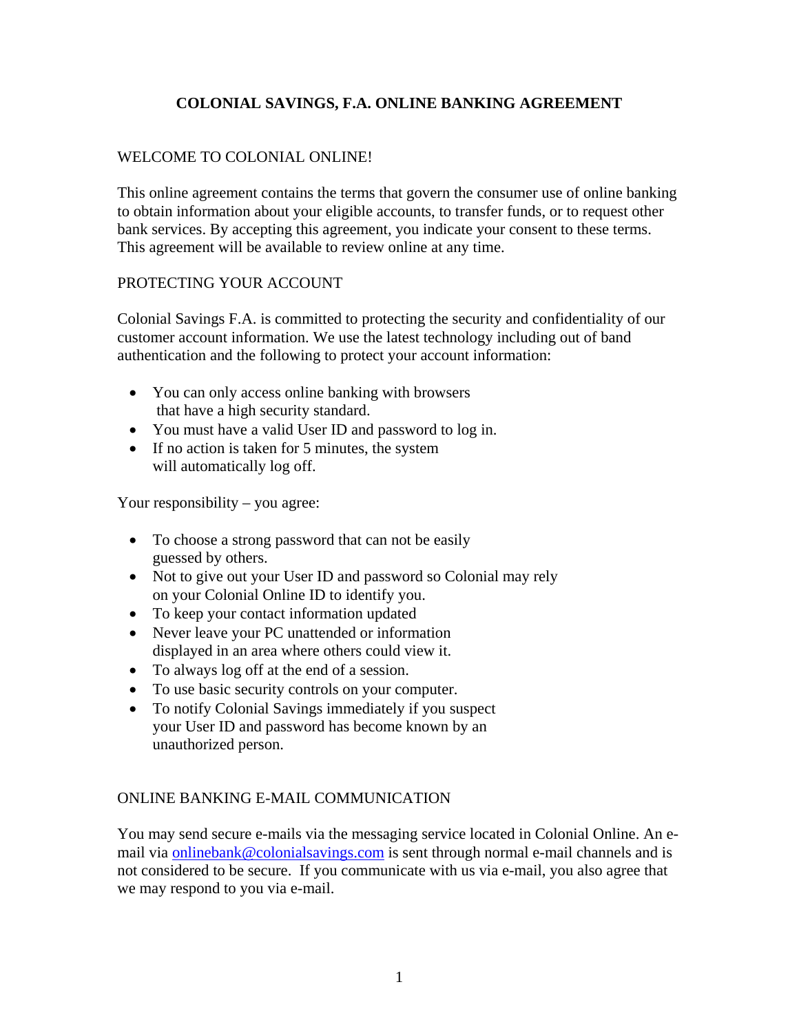# COLONIAL SAVINGS, F.A. ONLINE BANKING AGREEMENT

## WELCOME TO COLONIAL ONLINE!

This online agreement contains the terms that govern the consumer use of online banking to obtain information about your eligible accounts, to transfer funds, or to request other bank services. By accepting this agreement, you indicate your consent to these terms. This agreement will be available to review online at any time.

## PROTECTING YOUR ACCOUNT

Colonial Savings F.A. is committed to protecting the security and confidentiality of our customer account information. We use the latest technology including out of band authentication and the following to protect your account information:

- You can only access online banking with browsers that have a high security standard.
- You must have a valid User ID and password to log in.
- If no action is taken for 5 minutes, the system will automatically log off.

Your responsibility – you agree:

- To choose a strong password that can not be easily guessed by others.
- Not to give out your User ID and password so Colonial may rely on your Colonial Online ID to identify you.
- To keep your contact information updated
- Never leave your PC unattended or information displayed in an area where others could view it.
- To always log off at the end of a session.
- To use basic security controls on your computer.
- To notify Colonial Savings immediately if you suspect your User ID and password has become known by an unauthorized person.

## ONLINE BANKING E-MAIL COMMUNICATION

You may send secure e-mails via the messaging service located in Colonial Online. An e-mail via onlinebank@colonialsavings.com is sent through normal e-mail channels and is not considered to be secure. If you communicate with us via e-mail, you also agree that we may respond to you via e-mail.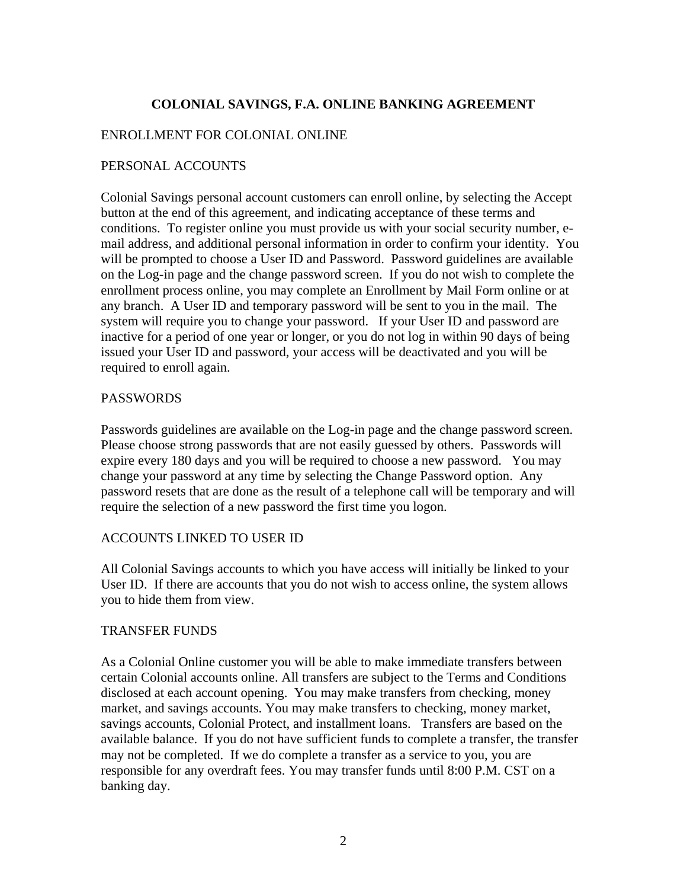# COLONIAL SAVINGS, F.A. ONLINE BANKING AGREEMENT

## ENROLLMENT FOR COLONIAL ONLINE

## PERSONAL ACCOUNTS

Colonial Savings personal account customers can enroll online, by selecting the Accept button at the end of this agreement, and indicating acceptance of these terms and conditions. To register online you must provide us with your social security number, e-mail address, and additional personal information in order to confirm your identity. You will be prompted to choose a User ID and Password. Password guidelines are available on the Log-in page and the change password screen. If you do not wish to complete the enrollment process online, you may complete an Enrollment by Mail Form online or at any branch. A User ID and temporary password will be sent to you in the mail. The system will require you to change your password. If your User ID and password are inactive for a period of one year or longer, or you do not log in within 90 days of being issued your User ID and password, your access will be deactivated and you will be required to enroll again.

## PASSWORDS

Passwords guidelines are available on the Log-in page and the change password screen. Please choose strong passwords that are not easily guessed by others. Passwords will expire every 180 days and you will be required to choose a new password. You may change your password at any time by selecting the Change Password option. Any password resets that are done as the result of a telephone call will be temporary and will require the selection of a new password the first time you logon.

## ACCOUNTS LINKED TO USER ID

All Colonial Savings accounts to which you have access will initially be linked to your User ID. If there are accounts that you do not wish to access online, the system allows you to hide them from view.

## TRANSFER FUNDS

As a Colonial Online customer you will be able to make immediate transfers between certain Colonial accounts online. All transfers are subject to the Terms and Conditions disclosed at each account opening. You may make transfers from checking, money market, and savings accounts. You may make transfers to checking, money market, savings accounts, Colonial Protect, and installment loans. Transfers are based on the available balance. If you do not have sufficient funds to complete a transfer, the transfer may not be completed. If we do complete a transfer as a service to you, you are responsible for any overdraft fees. You may transfer funds until 8:00 P.M. CST on a banking day.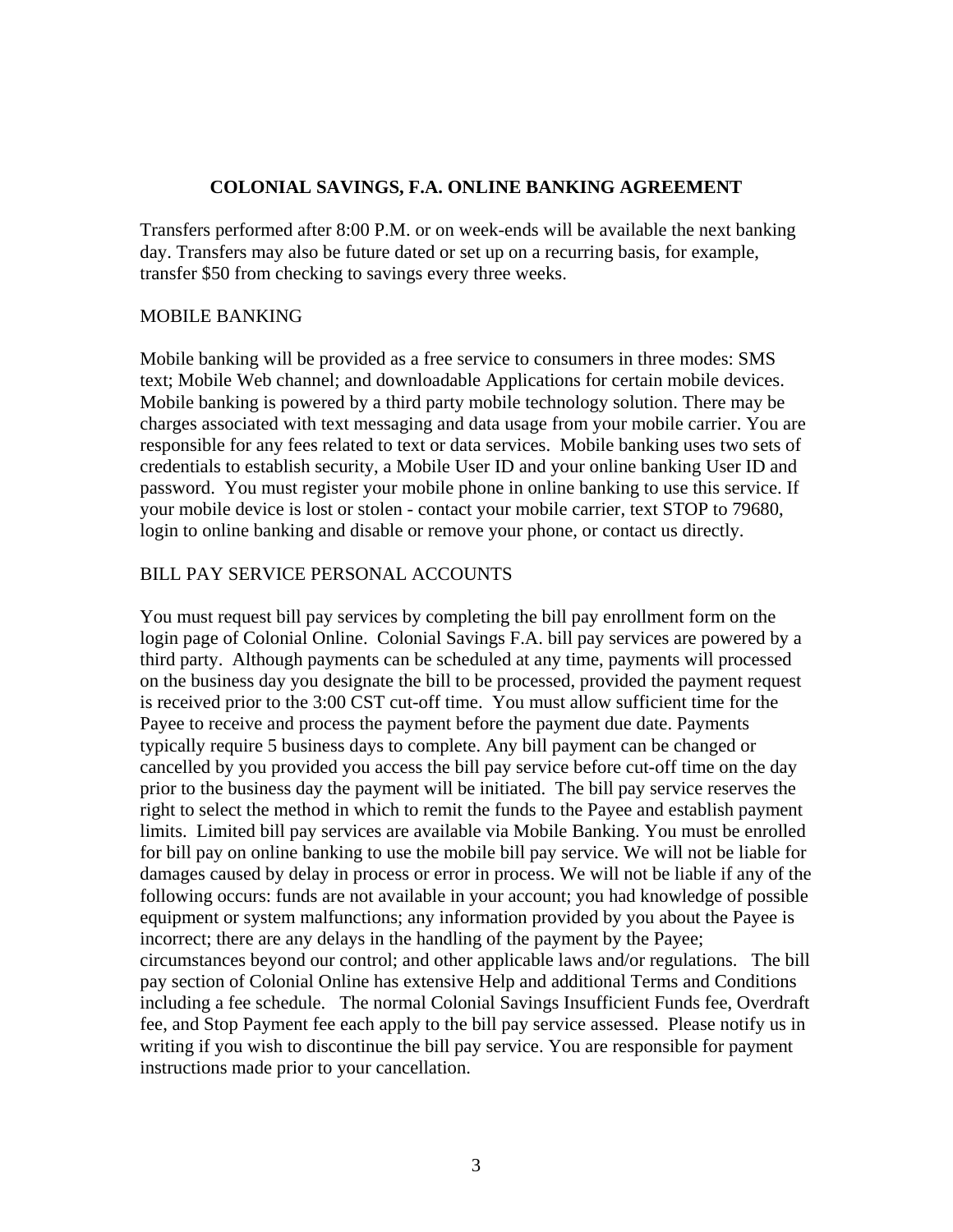# COLONIAL SAVINGS, F.A. ONLINE BANKING AGREEMENT

Transfers performed after 8:00 P.M. or on week-ends will be available the next banking day. Transfers may also be future dated or set up on a recurring basis, for example, transfer $50 from checking to savings every three weeks.

## MOBILE BANKING

Mobile banking will be provided as a free service to consumers in three modes: SMS text; Mobile Web channel; and downloadable Applications for certain mobile devices. Mobile banking is powered by a third party mobile technology solution. There may be charges associated with text messaging and data usage from your mobile carrier. You are responsible for any fees related to text or data services. Mobile banking uses two sets of credentials to establish security, a Mobile User ID and your online banking User ID and password. You must register your mobile phone in online banking to use this service. If your mobile device is lost or stolen - contact your mobile carrier, text STOP to 79680, login to online banking and disable or remove your phone, or contact us directly.

## BILL PAY SERVICE PERSONAL ACCOUNTS

You must request bill pay services by completing the bill pay enrollment form on the login page of Colonial Online. Colonial Savings F.A. bill pay services are powered by a third party. Although payments can be scheduled at any time, payments will processed on the business day you designate the bill to be processed, provided the payment request is received prior to the 3:00 CST cut-off time. You must allow sufficient time for the Payee to receive and process the payment before the payment due date. Payments typically require 5 business days to complete. Any bill payment can be changed or cancelled by you provided you access the bill pay service before cut-off time on the day prior to the business day the payment will be initiated. The bill pay service reserves the right to select the method in which to remit the funds to the Payee and establish payment limits. Limited bill pay services are available via Mobile Banking. You must be enrolled for bill pay on online banking to use the mobile bill pay service. We will not be liable for damages caused by delay in process or error in process. We will not be liable if any of the following occurs: funds are not available in your account; you had knowledge of possible equipment or system malfunctions; any information provided by you about the Payee is incorrect; there are any delays in the handling of the payment by the Payee; circumstances beyond our control; and other applicable laws and/or regulations. The bill pay section of Colonial Online has extensive Help and additional Terms and Conditions including a fee schedule. The normal Colonial Savings Insufficient Funds fee, Overdraft fee, and Stop Payment fee each apply to the bill pay service assessed. Please notify us in writing if you wish to discontinue the bill pay service. You are responsible for payment instructions made prior to your cancellation.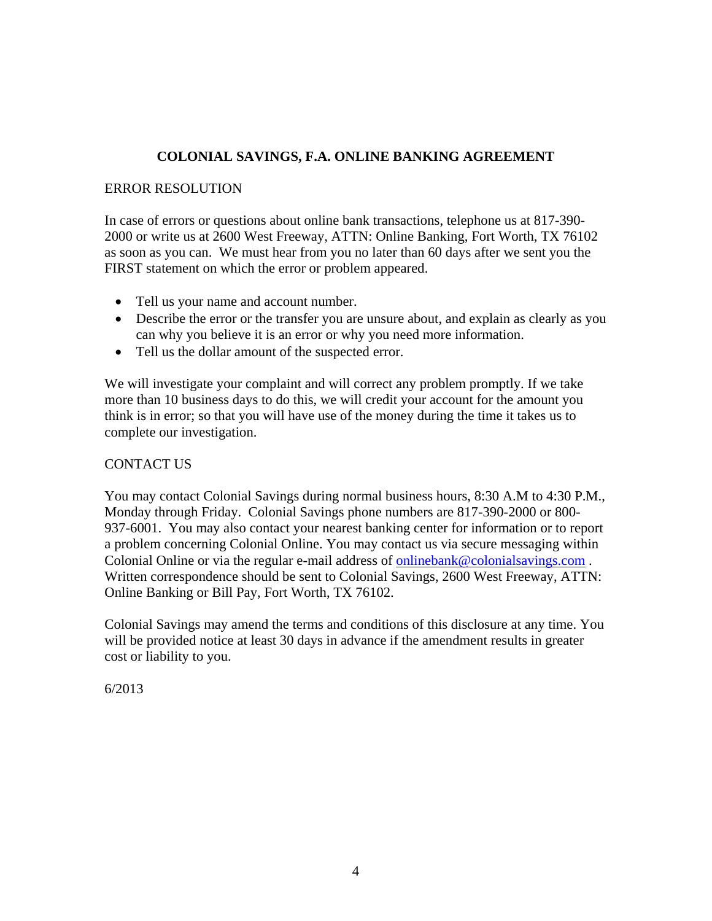# COLONIAL SAVINGS, F.A. ONLINE BANKING AGREEMENT

## ERROR RESOLUTION

In case of errors or questions about online bank transactions, telephone us at 817-390-2000 or write us at 2600 West Freeway, ATTN: Online Banking, Fort Worth, TX 76102 as soon as you can. We must hear from you no later than 60 days after we sent you the FIRST statement on which the error or problem appeared.

- Tell us your name and account number.
- Describe the error or the transfer you are unsure about, and explain as clearly as you can why you believe it is an error or why you need more information.
- Tell us the dollar amount of the suspected error.

We will investigate your complaint and will correct any problem promptly. If we take more than 10 business days to do this, we will credit your account for the amount you think is in error; so that you will have use of the money during the time it takes us to complete our investigation.

## CONTACT US

You may contact Colonial Savings during normal business hours, 8:30 A.M to 4:30 P.M., Monday through Friday. Colonial Savings phone numbers are 817-390-2000 or 800-937-6001. You may also contact your nearest banking center for information or to report a problem concerning Colonial Online. You may contact us via secure messaging within Colonial Online or via the regular e-mail address of onlinebank@colonialsavings.com . Written correspondence should be sent to Colonial Savings, 2600 West Freeway, ATTN: Online Banking or Bill Pay, Fort Worth, TX 76102.

Colonial Savings may amend the terms and conditions of this disclosure at any time. You will be provided notice at least 30 days in advance if the amendment results in greater cost or liability to you.

6/2013